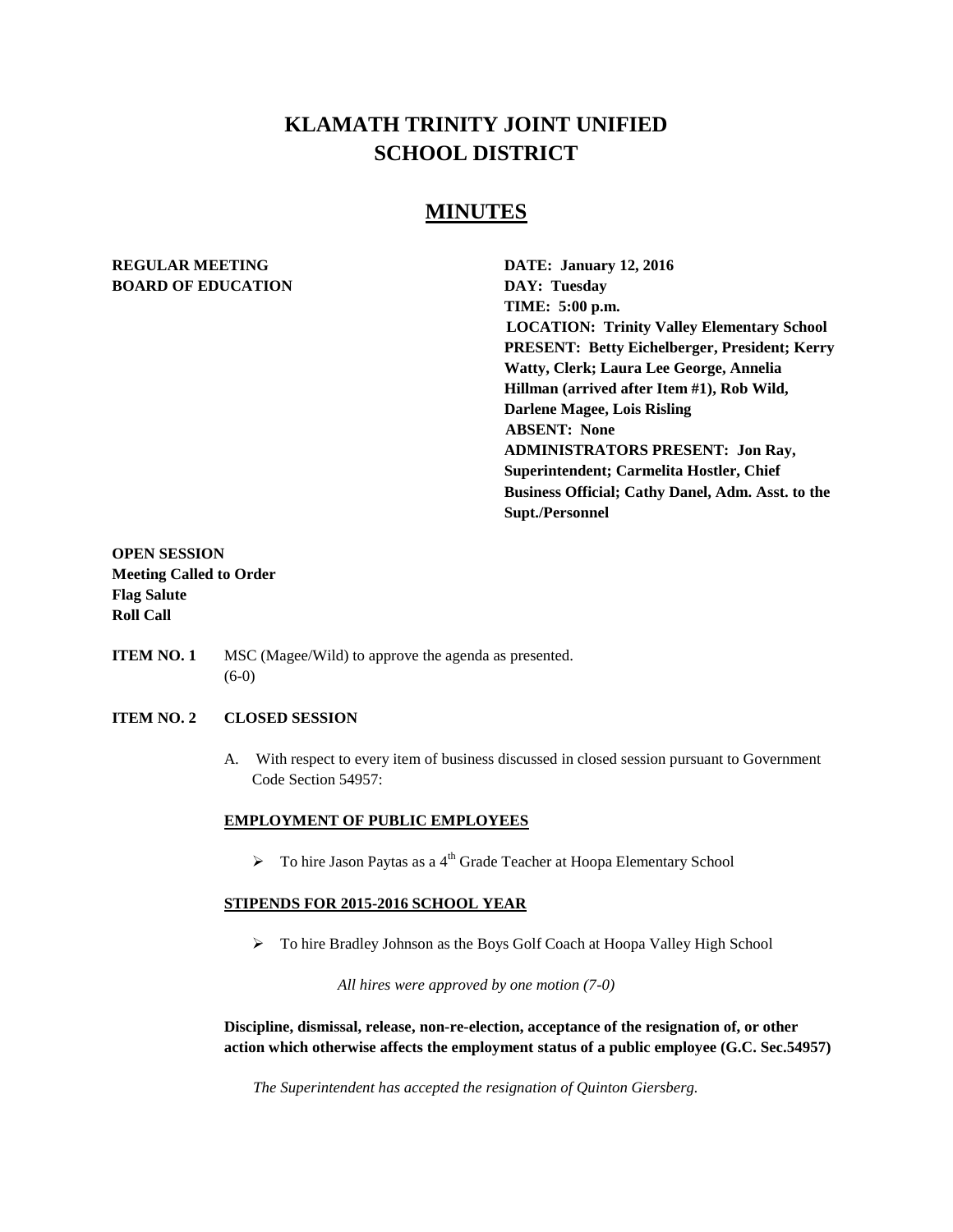# KLAMATH TRINITY JOINT UNIFIED SCHOOL DISTRICT

## MINUTES

**REGULAR MEETING**
**BOARD OF EDUCATION**

**DATE: January 12, 2016**
**DAY: Tuesday**
**TIME: 5:00 p.m.**
**LOCATION: Trinity Valley Elementary School**
**PRESENT: Betty Eichelberger, President; Kerry Watty, Clerk; Laura Lee George, Annelia Hillman (arrived after Item #1), Rob Wild, Darlene Magee, Lois Risling**
**ABSENT: None**
**ADMINISTRATORS PRESENT: Jon Ray, Superintendent; Carmelita Hostler, Chief Business Official; Cathy Danel, Adm. Asst. to the Supt./Personnel**

**OPEN SESSION**
**Meeting Called to Order**
**Flag Salute**
**Roll Call**

**ITEM NO. 1** MSC (Magee/Wild) to approve the agenda as presented. (6-0)

**ITEM NO. 2 CLOSED SESSION**

A. With respect to every item of business discussed in closed session pursuant to Government Code Section 54957:

**EMPLOYMENT OF PUBLIC EMPLOYEES**

- To hire Jason Paytas as a 4th Grade Teacher at Hoopa Elementary School

**STIPENDS FOR 2015-2016 SCHOOL YEAR**

- To hire Bradley Johnson as the Boys Golf Coach at Hoopa Valley High School

*All hires were approved by one motion (7-0)*

**Discipline, dismissal, release, non-re-election, acceptance of the resignation of, or other action which otherwise affects the employment status of a public employee (G.C. Sec.54957)**

*The Superintendent has accepted the resignation of Quinton Giersberg.*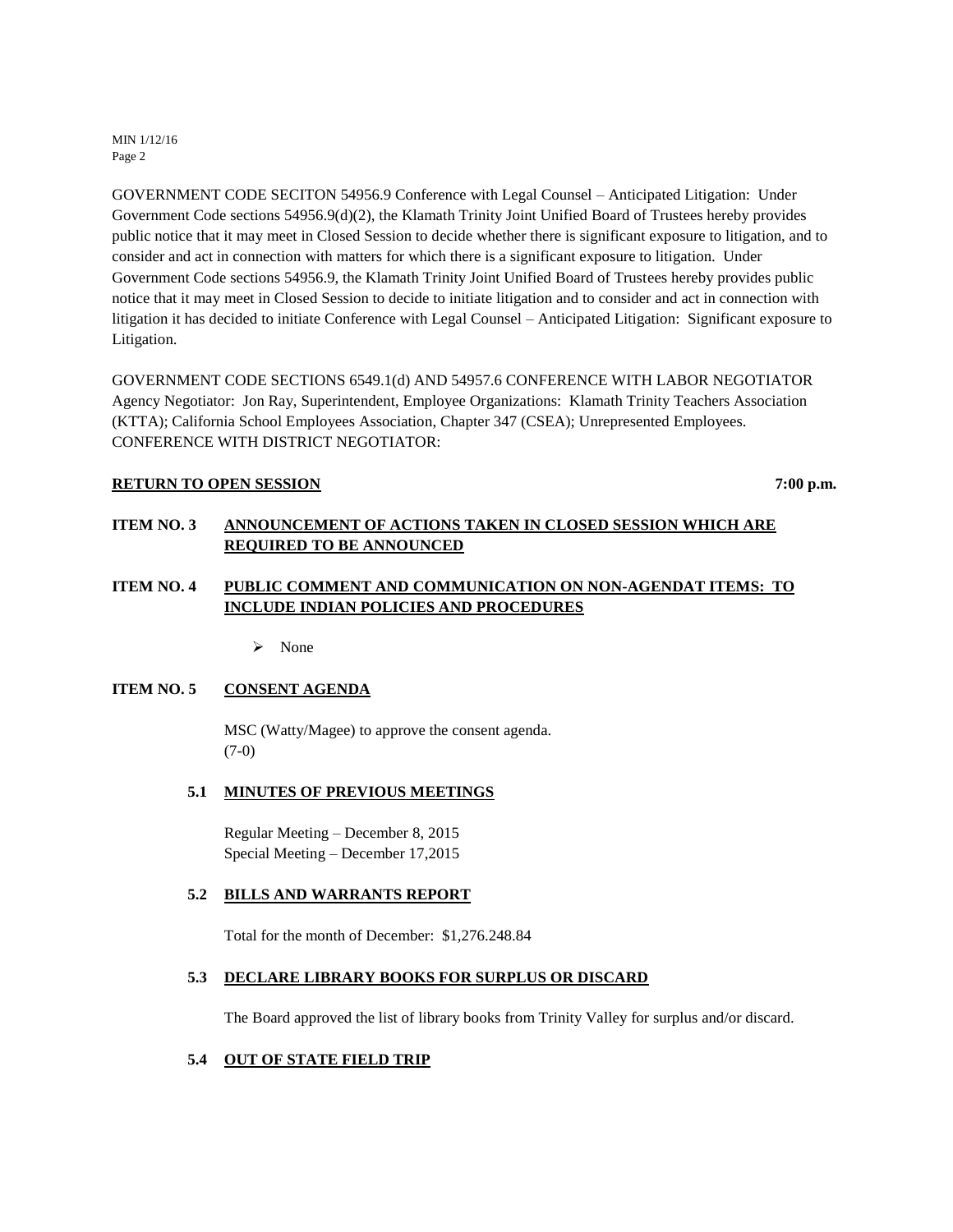GOVERNMENT CODE SECITON 54956.9 Conference with Legal Counsel – Anticipated Litigation: Under Government Code sections 54956.9(d)(2), the Klamath Trinity Joint Unified Board of Trustees hereby provides public notice that it may meet in Closed Session to decide whether there is significant exposure to litigation, and to consider and act in connection with matters for which there is a significant exposure to litigation. Under Government Code sections 54956.9, the Klamath Trinity Joint Unified Board of Trustees hereby provides public notice that it may meet in Closed Session to decide to initiate litigation and to consider and act in connection with litigation it has decided to initiate Conference with Legal Counsel – Anticipated Litigation: Significant exposure to Litigation.

GOVERNMENT CODE SECTIONS 6549.1(d) AND 54957.6 CONFERENCE WITH LABOR NEGOTIATOR Agency Negotiator: Jon Ray, Superintendent, Employee Organizations: Klamath Trinity Teachers Association (KTTA); California School Employees Association, Chapter 347 (CSEA); Unrepresented Employees. CONFERENCE WITH DISTRICT NEGOTIATOR:

**RETURN TO OPEN SESSION** **7:00 p.m.**

## ITEM NO. 3 ANNOUNCEMENT OF ACTIONS TAKEN IN CLOSED SESSION WHICH ARE REQUIRED TO BE ANNOUNCED

## ITEM NO. 4 PUBLIC COMMENT AND COMMUNICATION ON NON-AGENDAT ITEMS: TO INCLUDE INDIAN POLICIES AND PROCEDURES

- None

## ITEM NO. 5 CONSENT AGENDA

MSC (Watty/Magee) to approve the consent agenda.
(7-0)

### 5.1 MINUTES OF PREVIOUS MEETINGS

Regular Meeting – December 8, 2015
Special Meeting – December 17,2015

### 5.2 BILLS AND WARRANTS REPORT

Total for the month of December: $1,276.248.84

### 5.3 DECLARE LIBRARY BOOKS FOR SURPLUS OR DISCARD

The Board approved the list of library books from Trinity Valley for surplus and/or discard.

### 5.4 OUT OF STATE FIELD TRIP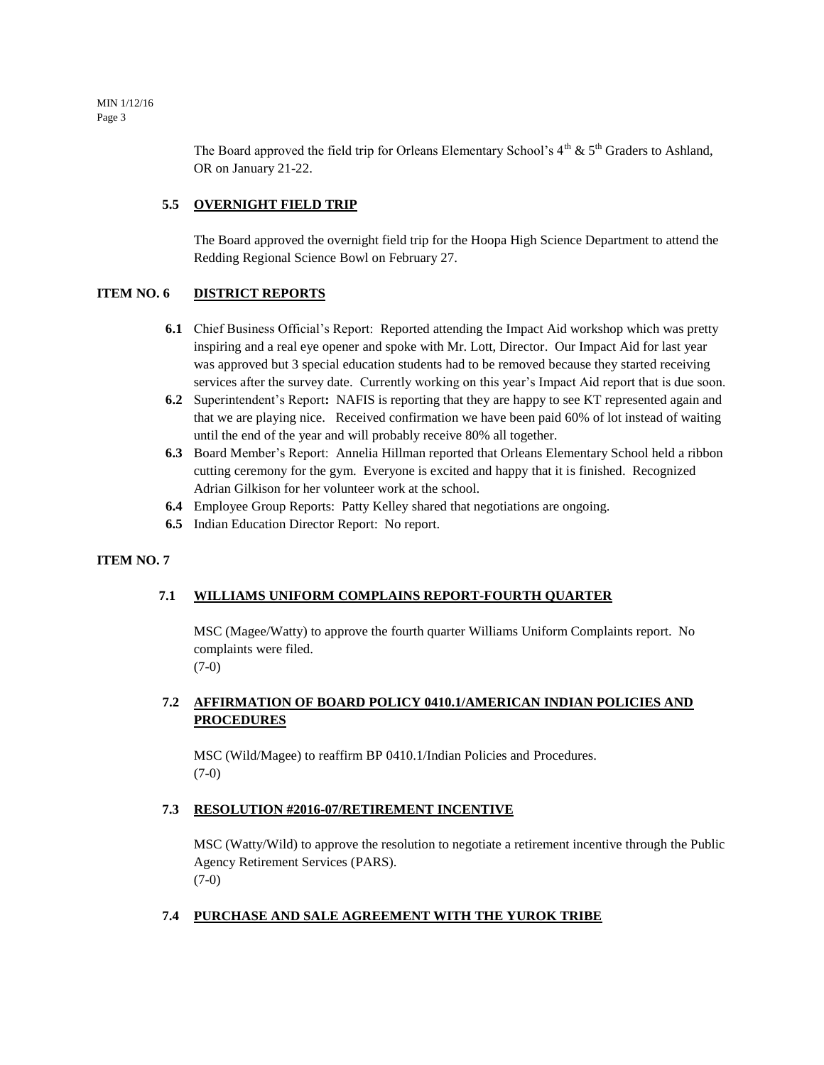The Board approved the field trip for Orleans Elementary School's 4th & 5th Graders to Ashland, OR on January 21-22.

**5.5 OVERNIGHT FIELD TRIP**

The Board approved the overnight field trip for the Hoopa High Science Department to attend the Redding Regional Science Bowl on February 27.

## ITEM NO. 6 DISTRICT REPORTS

- **6.1** Chief Business Official's Report: Reported attending the Impact Aid workshop which was pretty inspiring and a real eye opener and spoke with Mr. Lott, Director. Our Impact Aid for last year was approved but 3 special education students had to be removed because they started receiving services after the survey date. Currently working on this year's Impact Aid report that is due soon.
- **6.2** Superintendent's Report**:** NAFIS is reporting that they are happy to see KT represented again and that we are playing nice. Received confirmation we have been paid 60% of lot instead of waiting until the end of the year and will probably receive 80% all together.
- **6.3** Board Member's Report: Annelia Hillman reported that Orleans Elementary School held a ribbon cutting ceremony for the gym. Everyone is excited and happy that it is finished. Recognized Adrian Gilkison for her volunteer work at the school.
- **6.4** Employee Group Reports: Patty Kelley shared that negotiations are ongoing.
- **6.5** Indian Education Director Report: No report.

## ITEM NO. 7

**7.1 WILLIAMS UNIFORM COMPLAINS REPORT-FOURTH QUARTER**

MSC (Magee/Watty) to approve the fourth quarter Williams Uniform Complaints report. No complaints were filed.
(7-0)

**7.2 AFFIRMATION OF BOARD POLICY 0410.1/AMERICAN INDIAN POLICIES AND PROCEDURES**

MSC (Wild/Magee) to reaffirm BP 0410.1/Indian Policies and Procedures.
(7-0)

**7.3 RESOLUTION #2016-07/RETIREMENT INCENTIVE**

MSC (Watty/Wild) to approve the resolution to negotiate a retirement incentive through the Public Agency Retirement Services (PARS).
(7-0)

**7.4 PURCHASE AND SALE AGREEMENT WITH THE YUROK TRIBE**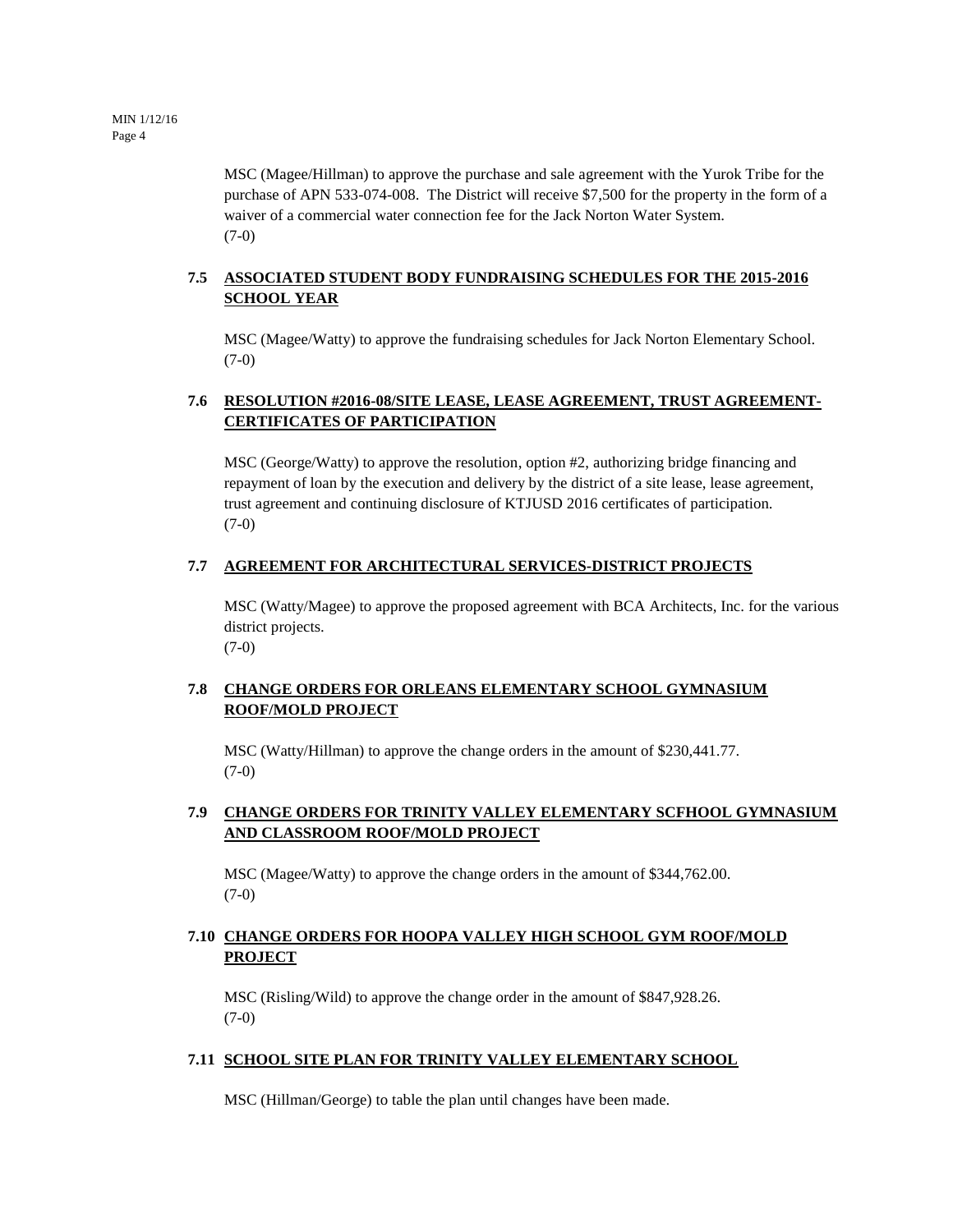MSC (Magee/Hillman) to approve the purchase and sale agreement with the Yurok Tribe for the purchase of APN 533-074-008. The District will receive $7,500 for the property in the form of a waiver of a commercial water connection fee for the Jack Norton Water System.
(7-0)

**7.5 ASSOCIATED STUDENT BODY FUNDRAISING SCHEDULES FOR THE 2015-2016 SCHOOL YEAR**

MSC (Magee/Watty) to approve the fundraising schedules for Jack Norton Elementary School.
(7-0)

**7.6 RESOLUTION #2016-08/SITE LEASE, LEASE AGREEMENT, TRUST AGREEMENT-CERTIFICATES OF PARTICIPATION**

MSC (George/Watty) to approve the resolution, option #2, authorizing bridge financing and repayment of loan by the execution and delivery by the district of a site lease, lease agreement, trust agreement and continuing disclosure of KTJUSD 2016 certificates of participation.
(7-0)

**7.7 AGREEMENT FOR ARCHITECTURAL SERVICES-DISTRICT PROJECTS**

MSC (Watty/Magee) to approve the proposed agreement with BCA Architects, Inc. for the various district projects.
(7-0)

**7.8 CHANGE ORDERS FOR ORLEANS ELEMENTARY SCHOOL GYMNASIUM ROOF/MOLD PROJECT**

MSC (Watty/Hillman) to approve the change orders in the amount of $230,441.77.
(7-0)

**7.9 CHANGE ORDERS FOR TRINITY VALLEY ELEMENTARY SCFHOOL GYMNASIUM AND CLASSROOM ROOF/MOLD PROJECT**

MSC (Magee/Watty) to approve the change orders in the amount of $344,762.00.
(7-0)

**7.10 CHANGE ORDERS FOR HOOPA VALLEY HIGH SCHOOL GYM ROOF/MOLD PROJECT**

MSC (Risling/Wild) to approve the change order in the amount of $847,928.26.
(7-0)

**7.11 SCHOOL SITE PLAN FOR TRINITY VALLEY ELEMENTARY SCHOOL**

MSC (Hillman/George) to table the plan until changes have been made.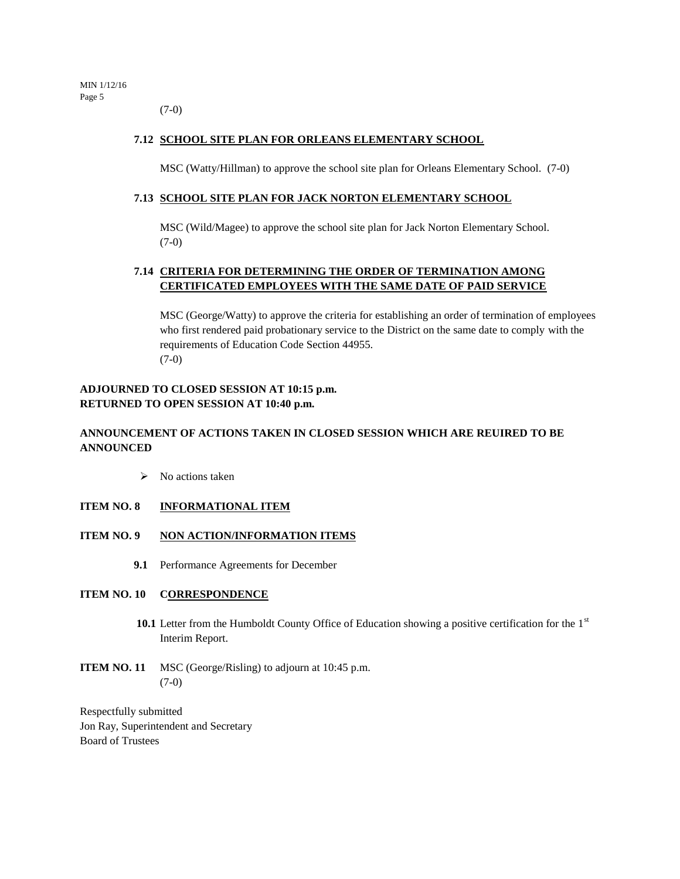(7-0)

**7.12 SCHOOL SITE PLAN FOR ORLEANS ELEMENTARY SCHOOL**

MSC (Watty/Hillman) to approve the school site plan for Orleans Elementary School. (7-0)

**7.13 SCHOOL SITE PLAN FOR JACK NORTON ELEMENTARY SCHOOL**

MSC (Wild/Magee) to approve the school site plan for Jack Norton Elementary School.
(7-0)

**7.14 CRITERIA FOR DETERMINING THE ORDER OF TERMINATION AMONG CERTIFICATED EMPLOYEES WITH THE SAME DATE OF PAID SERVICE**

MSC (George/Watty) to approve the criteria for establishing an order of termination of employees who first rendered paid probationary service to the District on the same date to comply with the requirements of Education Code Section 44955.
(7-0)

**ADJOURNED TO CLOSED SESSION AT 10:15 p.m.**
**RETURNED TO OPEN SESSION AT 10:40 p.m.**

**ANNOUNCEMENT OF ACTIONS TAKEN IN CLOSED SESSION WHICH ARE REUIRED TO BE ANNOUNCED**

- No actions taken

**ITEM NO. 8 INFORMATIONAL ITEM**

**ITEM NO. 9 NON ACTION/INFORMATION ITEMS**

**9.1** Performance Agreements for December

**ITEM NO. 10 CORRESPONDENCE**

**10.1** Letter from the Humboldt County Office of Education showing a positive certification for the 1st Interim Report.

**ITEM NO. 11** MSC (George/Risling) to adjourn at 10:45 p.m.
(7-0)

Respectfully submitted
Jon Ray, Superintendent and Secretary
Board of Trustees